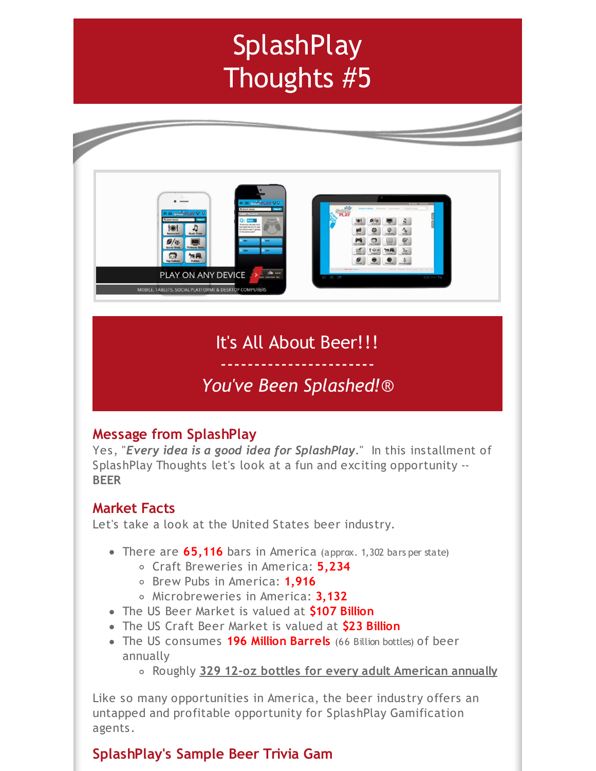# SplashPlay Thoughts #5

It's All About Beer!!!

-----------------------

*You've Been Splashed!®*

## Message from SplashPlay

Yes, "***Every idea is a good idea for SplashPlay***." In this installment of SplashPlay Thoughts let's look at a fun and exciting opportunity -- **BEER**

## Market Facts

Let's take a look at the United States beer industry.

- There are **65,116** bars in America (approx. 1,302 bars per state)
  - Craft Breweries in America: **5,234**
  - Brew Pubs in America: **1,916**
  - Microbreweries in America: **3,132**
- The US Beer Market is valued at **$107 Billion**
- The US Craft Beer Market is valued at **$23 Billion**
- The US consumes **196 Million Barrels** (66 Billion bottles) of beer annually
  - Roughly **329 12-oz bottles for every adult American annually**

Like so many opportunities in America, the beer industry offers an untapped and profitable opportunity for SplashPlay Gamification agents.

## SplashPlay's Sample Beer Trivia Gam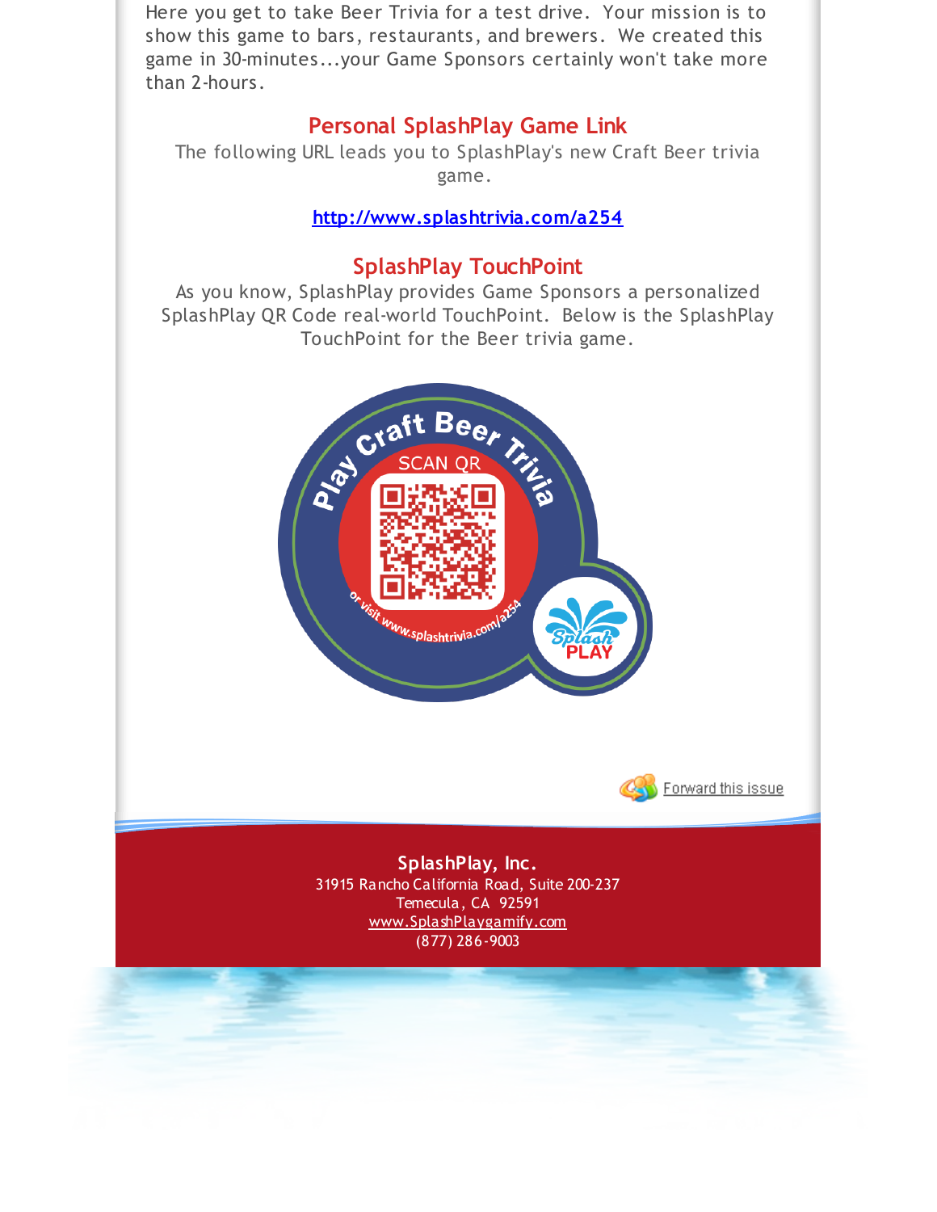Here you get to take Beer Trivia for a test drive. Your mission is to show this game to bars, restaurants, and brewers. We created this game in 30-minutes...your Game Sponsors certainly won't take more than 2-hours.

## Personal SplashPlay Game Link

The following URL leads you to SplashPlay's new Craft Beer trivia game.

**http://www.splashtrivia.com/a254**

## SplashPlay TouchPoint

As you know, SplashPlay provides Game Sponsors a personalized SplashPlay QR Code real-world TouchPoint. Below is the SplashPlay TouchPoint for the Beer trivia game.

Play Craft Beer Trivia

SCAN QR

or visit www.splashtrivia.com/a254

Splash PLAY

Forward this issue

**SplashPlay, Inc.**
31915 Rancho California Road, Suite 200-237
Temecula, CA 92591
www.SplashPlaygamify.com
(877) 286-9003